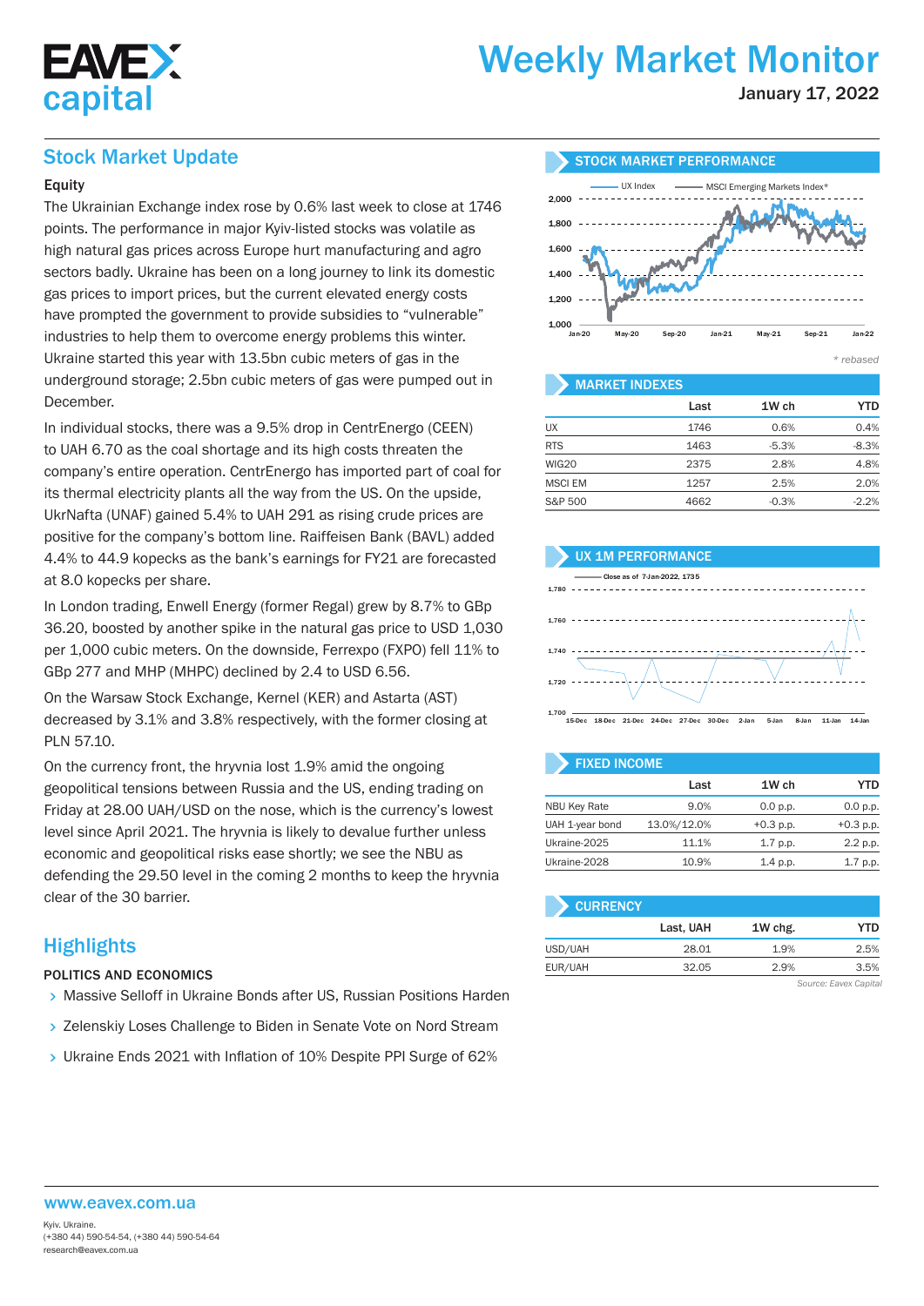# Weekly Market Monitor

January 17, 2022

## Stock Market Update

### Equity

The Ukrainian Exchange index rose by 0.6% last week to close at 1746 points. The performance in major Kyiv-listed stocks was volatile as high natural gas prices across Europe hurt manufacturing and agro sectors badly. Ukraine has been on a long journey to link its domestic gas prices to import prices, but the current elevated energy costs have prompted the government to provide subsidies to "vulnerable" industries to help them to overcome energy problems this winter. Ukraine started this year with 13.5bn cubic meters of gas in the underground storage; 2.5bn cubic meters of gas were pumped out in December.

In individual stocks, there was a 9.5% drop in CentrEnergo (CEEN) to UAH 6.70 as the coal shortage and its high costs threaten the company's entire operation. CentrEnergo has imported part of coal for its thermal electricity plants all the way from the US. On the upside, UkrNafta (UNAF) gained 5.4% to UAH 291 as rising crude prices are positive for the company's bottom line. Raiffeisen Bank (BAVL) added 4.4% to 44.9 kopecks as the bank's earnings for FY21 are forecasted at 8.0 kopecks per share.

In London trading, Enwell Energy (former Regal) grew by 8.7% to GBp 36.20, boosted by another spike in the natural gas price to USD 1,030 per 1,000 cubic meters. On the downside, Ferrexpo (FXPO) fell 11% to GBp 277 and MHP (MHPC) declined by 2.4 to USD 6.56.

On the Warsaw Stock Exchange, Kernel (KER) and Astarta (AST) decreased by 3.1% and 3.8% respectively, with the former closing at PLN 57.10.

On the currency front, the hryvnia lost 1.9% amid the ongoing geopolitical tensions between Russia and the US, ending trading on Friday at 28.00 UAH/USD on the nose, which is the currency's lowest level since April 2021. The hryvnia is likely to devalue further unless economic and geopolitical risks ease shortly; we see the NBU as defending the 29.50 level in the coming 2 months to keep the hryvnia clear of the 30 barrier.

## Highlights

### POLITICS AND ECONOMICS

- Massive Selloff in Ukraine Bonds after US, Russian Positions Harden
- Zelenskiy Loses Challenge to Biden in Senate Vote on Nord Stream
- Ukraine Ends 2021 with Inflation of 10% Despite PPI Surge of 62%

### STOCK MARKET PERFORMANCE

UX Index — MSCI Emerging Markets Index*

\* rebased

### MARKET INDEXES

| | Last | 1W ch | YTD |
|---|---|---|---|
| UX | 1746 | 0.6% | 0.4% |
| RTS | 1463 | -5.3% | -8.3% |
| WIG20 | 2375 | 2.8% | 4.8% |
| MSCI EM | 1257 | 2.5% | 2.0% |
| S&P 500 | 4662 | -0.3% | -2.2% |

### UX 1M PERFORMANCE

Close as of 7-Jan-2022, 1735

### FIXED INCOME

| | Last | 1W ch | YTD |
|---|---|---|---|
| NBU Key Rate | 9.0% | 0.0 p.p. | 0.0 p.p. |
| UAH 1-year bond | 13.0%/12.0% | +0.3 p.p. | +0.3 p.p. |
| Ukraine-2025 | 11.1% | 1.7 p.p. | 2.2 p.p. |
| Ukraine-2028 | 10.9% | 1.4 p.p. | 1.7 p.p. |

### CURRENCY

| | Last, UAH | 1W chg. | YTD |
|---|---|---|---|
| USD/UAH | 28.01 | 1.9% | 2.5% |
| EUR/UAH | 32.05 | 2.9% | 3.5% |

Source: Eavex Capital

www.eavex.com.ua

Kyiv. Ukraine.
(+380 44) 590-54-54, (+380 44) 590-54-64
research@eavex.com.ua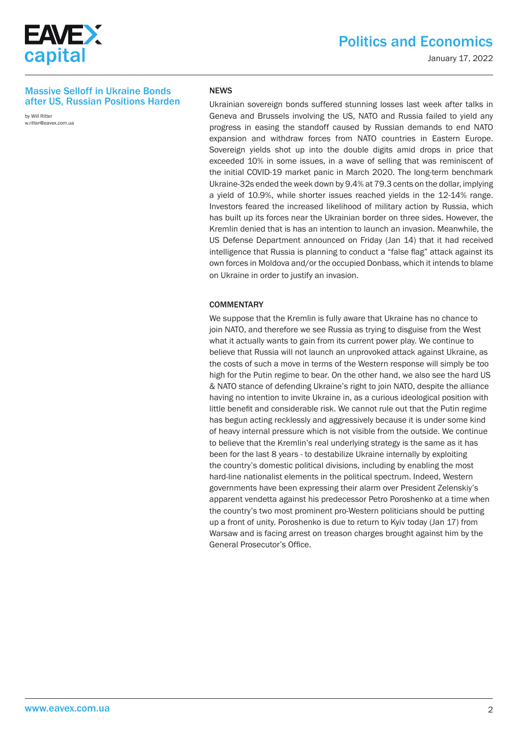## Massive Selloff in Ukraine Bonds after US, Russian Positions Harden

by Will Ritter
w.ritter@eavex.com.ua

### NEWS

Ukrainian sovereign bonds suffered stunning losses last week after talks in Geneva and Brussels involving the US, NATO and Russia failed to yield any progress in easing the standoff caused by Russian demands to end NATO expansion and withdraw forces from NATO countries in Eastern Europe. Sovereign yields shot up into the double digits amid drops in price that exceeded 10% in some issues, in a wave of selling that was reminiscent of the initial COVID-19 market panic in March 2020. The long-term benchmark Ukraine-32s ended the week down by 9.4% at 79.3 cents on the dollar, implying a yield of 10.9%, while shorter issues reached yields in the 12-14% range. Investors feared the increased likelihood of military action by Russia, which has built up its forces near the Ukrainian border on three sides. However, the Kremlin denied that is has an intention to launch an invasion. Meanwhile, the US Defense Department announced on Friday (Jan 14) that it had received intelligence that Russia is planning to conduct a "false flag" attack against its own forces in Moldova and/or the occupied Donbass, which it intends to blame on Ukraine in order to justify an invasion.

### COMMENTARY

We suppose that the Kremlin is fully aware that Ukraine has no chance to join NATO, and therefore we see Russia as trying to disguise from the West what it actually wants to gain from its current power play. We continue to believe that Russia will not launch an unprovoked attack against Ukraine, as the costs of such a move in terms of the Western response will simply be too high for the Putin regime to bear. On the other hand, we also see the hard US & NATO stance of defending Ukraine's right to join NATO, despite the alliance having no intention to invite Ukraine in, as a curious ideological position with little benefit and considerable risk. We cannot rule out that the Putin regime has begun acting recklessly and aggressively because it is under some kind of heavy internal pressure which is not visible from the outside. We continue to believe that the Kremlin's real underlying strategy is the same as it has been for the last 8 years - to destabilize Ukraine internally by exploiting the country's domestic political divisions, including by enabling the most hard-line nationalist elements in the political spectrum. Indeed, Western governments have been expressing their alarm over President Zelenskiy's apparent vendetta against his predecessor Petro Poroshenko at a time when the country's two most prominent pro-Western politicians should be putting up a front of unity. Poroshenko is due to return to Kyiv today (Jan 17) from Warsaw and is facing arrest on treason charges brought against him by the General Prosecutor's Office.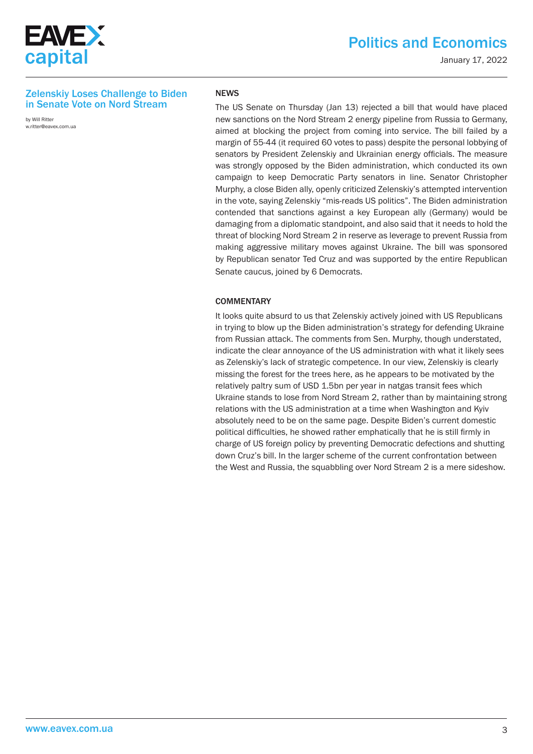## Zelenskiy Loses Challenge to Biden in Senate Vote on Nord Stream

by Will Ritter
w.ritter@eavex.com.ua

### NEWS

The US Senate on Thursday (Jan 13) rejected a bill that would have placed new sanctions on the Nord Stream 2 energy pipeline from Russia to Germany, aimed at blocking the project from coming into service. The bill failed by a margin of 55-44 (it required 60 votes to pass) despite the personal lobbying of senators by President Zelenskiy and Ukrainian energy officials. The measure was strongly opposed by the Biden administration, which conducted its own campaign to keep Democratic Party senators in line. Senator Christopher Murphy, a close Biden ally, openly criticized Zelenskiy's attempted intervention in the vote, saying Zelenskiy "mis-reads US politics". The Biden administration contended that sanctions against a key European ally (Germany) would be damaging from a diplomatic standpoint, and also said that it needs to hold the threat of blocking Nord Stream 2 in reserve as leverage to prevent Russia from making aggressive military moves against Ukraine. The bill was sponsored by Republican senator Ted Cruz and was supported by the entire Republican Senate caucus, joined by 6 Democrats.

### COMMENTARY

It looks quite absurd to us that Zelenskiy actively joined with US Republicans in trying to blow up the Biden administration's strategy for defending Ukraine from Russian attack. The comments from Sen. Murphy, though understated, indicate the clear annoyance of the US administration with what it likely sees as Zelenskiy's lack of strategic competence. In our view, Zelenskiy is clearly missing the forest for the trees here, as he appears to be motivated by the relatively paltry sum of USD 1.5bn per year in natgas transit fees which Ukraine stands to lose from Nord Stream 2, rather than by maintaining strong relations with the US administration at a time when Washington and Kyiv absolutely need to be on the same page. Despite Biden's current domestic political difficulties, he showed rather emphatically that he is still firmly in charge of US foreign policy by preventing Democratic defections and shutting down Cruz's bill. In the larger scheme of the current confrontation between the West and Russia, the squabbling over Nord Stream 2 is a mere sideshow.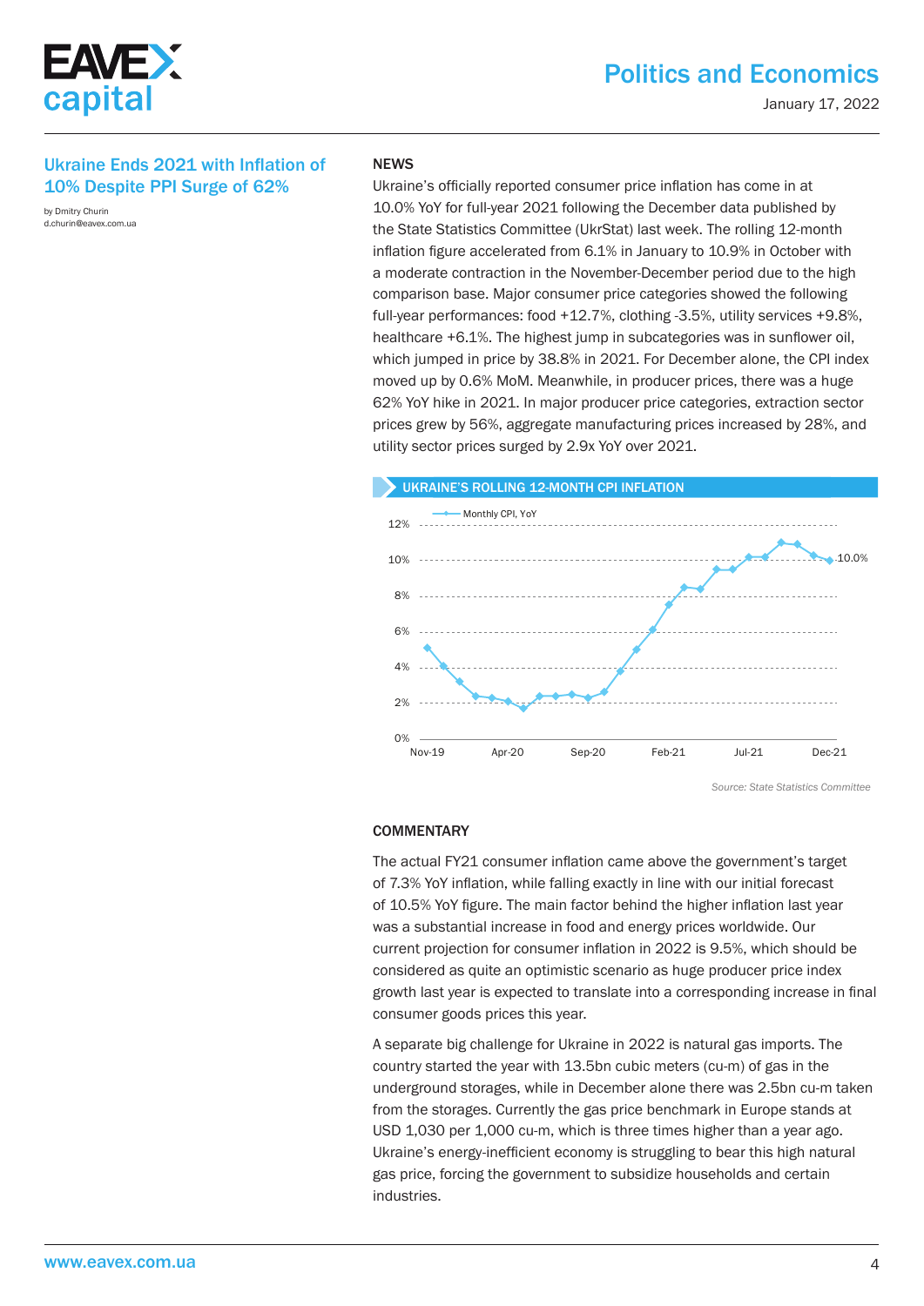## Ukraine Ends 2021 with Inflation of 10% Despite PPI Surge of 62%

by Dmitry Churin
d.churin@eavex.com.ua

### NEWS

Ukraine's officially reported consumer price inflation has come in at 10.0% YoY for full-year 2021 following the December data published by the State Statistics Committee (UkrStat) last week. The rolling 12-month inflation figure accelerated from 6.1% in January to 10.9% in October with a moderate contraction in the November-December period due to the high comparison base. Major consumer price categories showed the following full-year performances: food +12.7%, clothing -3.5%, utility services +9.8%, healthcare +6.1%. The highest jump in subcategories was in sunflower oil, which jumped in price by 38.8% in 2021. For December alone, the CPI index moved up by 0.6% MoM. Meanwhile, in producer prices, there was a huge 62% YoY hike in 2021. In major producer price categories, extraction sector prices grew by 56%, aggregate manufacturing prices increased by 28%, and utility sector prices surged by 2.9x YoY over 2021.

**UKRAINE'S ROLLING 12-MONTH CPI INFLATION**

*Source: State Statistics Committee*

### COMMENTARY

The actual FY21 consumer inflation came above the government's target of 7.3% YoY inflation, while falling exactly in line with our initial forecast of 10.5% YoY figure. The main factor behind the higher inflation last year was a substantial increase in food and energy prices worldwide. Our current projection for consumer inflation in 2022 is 9.5%, which should be considered as quite an optimistic scenario as huge producer price index growth last year is expected to translate into a corresponding increase in final consumer goods prices this year.

A separate big challenge for Ukraine in 2022 is natural gas imports. The country started the year with 13.5bn cubic meters (cu-m) of gas in the underground storages, while in December alone there was 2.5bn cu-m taken from the storages. Currently the gas price benchmark in Europe stands at USD 1,030 per 1,000 cu-m, which is three times higher than a year ago. Ukraine's energy-inefficient economy is struggling to bear this high natural gas price, forcing the government to subsidize households and certain industries.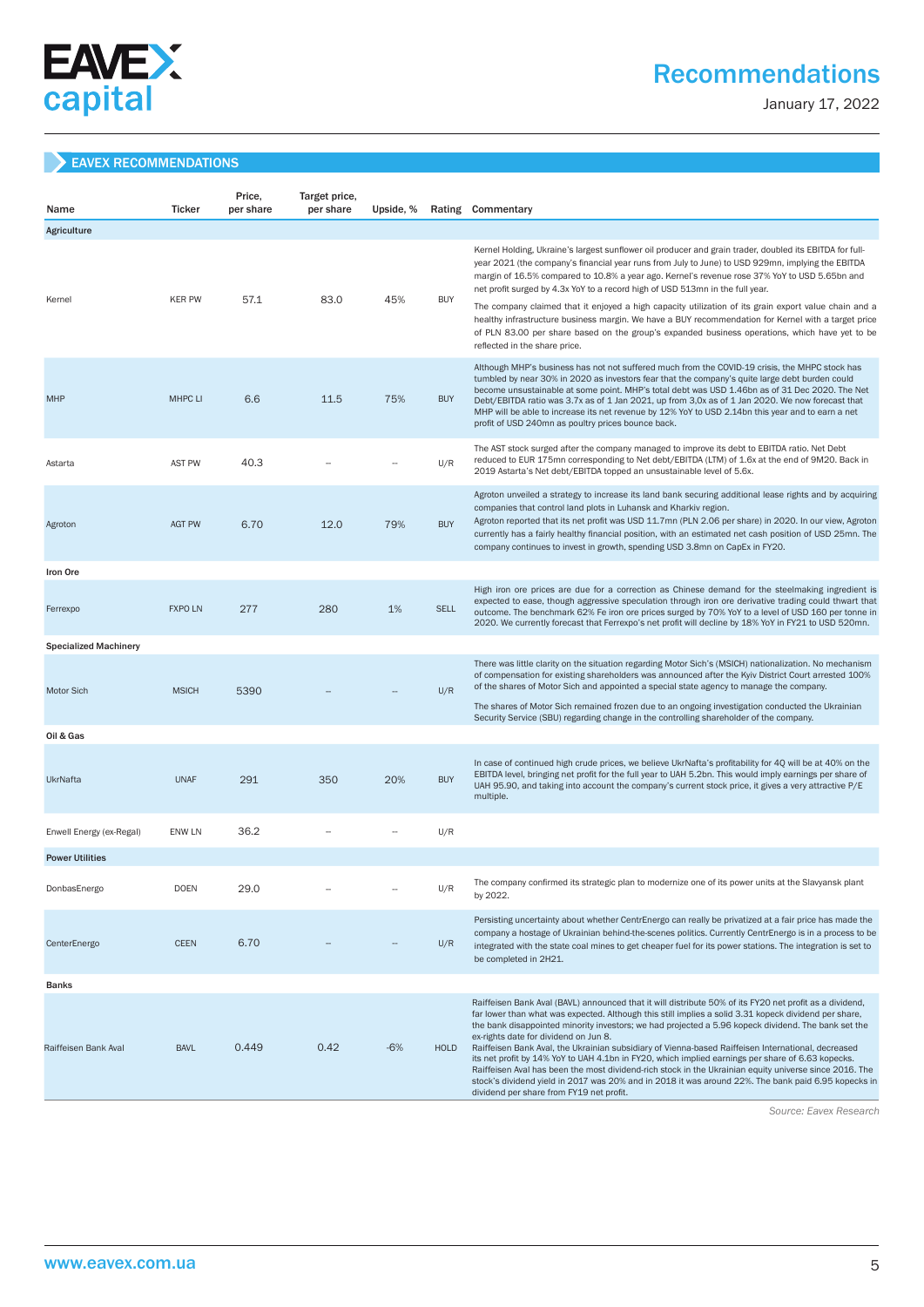## EAVEX RECOMMENDATIONS

| Name | Ticker | Price, per share | Target price, per share | Upside, % | Rating | Commentary |
|---|---|---|---|---|---|---|
| **Agriculture** | | | | | | |
| Kernel | KER PW | 57.1 | 83.0 | 45% | BUY | Kernel Holding, Ukraine's largest sunflower oil producer and grain trader, doubled its EBITDA for full-year 2021 (the company's financial year runs from July to June) to USD 929mn, implying the EBITDA margin of 16.5% compared to 10.8% a year ago. Kernel's revenue rose 37% YoY to USD 5.65bn and net profit surged by 4.3x YoY to a record high of USD 513mn in the full year. The company claimed that it enjoyed a high capacity utilization of its grain export value chain and a healthy infrastructure business margin. We have a BUY recommendation for Kernel with a target price of PLN 83.00 per share based on the group's expanded business operations, which have yet to be reflected in the share price. |
| MHP | MHPC LI | 6.6 | 11.5 | 75% | BUY | Although MHP's business has not not suffered much from the COVID-19 crisis, the MHPC stock has tumbled by near 30% in 2020 as investors fear that the company's quite large debt burden could become unsustainable at some point. MHP's total debt was USD 1.46bn as of 31 Dec 2020. The Net Debt/EBITDA ratio was 3.7x as of 1 Jan 2021, up from 3.0x as of 1 Jan 2020. We now forecast that MHP will be able to increase its net revenue by 12% YoY to USD 2.14bn this year and to earn a net profit of USD 240mn as poultry prices bounce back. |
| Astarta | AST PW | 40.3 | -- | -- | U/R | The AST stock surged after the company managed to improve its debt to EBITDA ratio. Net Debt reduced to EUR 175mn corresponding to Net debt/EBITDA (LTM) of 1.6x at the end of 9M20. Back in 2019 Astarta's Net debt/EBITDA topped an unsustainable level of 5.6x. |
| Agroton | AGT PW | 6.70 | 12.0 | 79% | BUY | Agroton unveiled a strategy to increase its land bank securing additional lease rights and by acquiring companies that control land plots in Luhansk and Kharkiv region. Agroton reported that its net profit was USD 11.7mn (PLN 2.06 per share) in 2020. In our view, Agroton currently has a fairly healthy financial position, with an estimated net cash position of USD 25mn. The company continues to invest in growth, spending USD 3.8mn on CapEx in FY20. |
| **Iron Ore** | | | | | | |
| Ferrexpo | FXPO LN | 277 | 280 | 1% | SELL | High iron ore prices are due for a correction as Chinese demand for the steelmaking ingredient is expected to ease, though aggressive speculation through iron ore derivative trading could thwart that outcome. The benchmark 62% Fe iron ore prices surged by 70% YoY to a level of USD 160 per tonne in 2020. We currently forecast that Ferrexpo's net profit will decline by 18% YoY in FY21 to USD 520mn. |
| **Specialized Machinery** | | | | | | |
| Motor Sich | MSICH | 5390 | -- | -- | U/R | There was little clarity on the situation regarding Motor Sich's (MSICH) nationalization. No mechanism of compensation for existing shareholders was announced after the Kyiv District Court arrested 100% of the shares of Motor Sich and appointed a special state agency to manage the company. The shares of Motor Sich remained frozen due to an ongoing investigation conducted the Ukrainian Security Service (SBU) regarding change in the controlling shareholder of the company. |
| **Oil & Gas** | | | | | | |
| UkrNafta | UNAF | 291 | 350 | 20% | BUY | In case of continued high crude prices, we believe UkrNafta's profitability for 4Q will be at 40% on the EBITDA level, bringing net profit for the full year to UAH 5.2bn. This would imply earnings per share of UAH 95.90, and taking into account the company's current stock price, it gives a very attractive P/E multiple. |
| Enwell Energy (ex-Regal) | ENW LN | 36.2 | -- | -- | U/R | |
| **Power Utilities** | | | | | | |
| DonbasEnergo | DOEN | 29.0 | -- | -- | U/R | The company confirmed its strategic plan to modernize one of its power units at the Slavyansk plant by 2022. |
| CenterEnergo | CEEN | 6.70 | -- | -- | U/R | Persisting uncertainty about whether CentrEnergo can really be privatized at a fair price has made the company a hostage of Ukrainian behind-the-scenes politics. Currently CentrEnergo is in a process to be integrated with the state coal mines to get cheaper fuel for its power stations. The integration is set to be completed in 2H21. |
| **Banks** | | | | | | |
| Raiffeisen Bank Aval | BAVL | 0.449 | 0.42 | -6% | HOLD | Raiffeisen Bank Aval (BAVL) announced that it will distribute 50% of its FY20 net profit as a dividend, far lower than what was expected. Although this still implies a solid 3.31 kopeck dividend per share, the bank disappointed minority investors; we had projected a 5.96 kopeck dividend. The bank set the ex-rights date for dividend on Jun 8. Raiffeisen Bank Aval, the Ukrainian subsidiary of Vienna-based Raiffeisen International, decreased its net profit by 14% YoY to UAH 4.1bn in FY20, which implied earnings per share of 6.63 kopecks. Raiffeisen Aval has been the most dividend-rich stock in the Ukrainian equity universe since 2016. The stock's dividend yield in 2017 was 20% and in 2018 it was around 22%. The bank paid 6.95 kopecks in dividend per share from FY19 net profit. |

*Source: Eavex Research*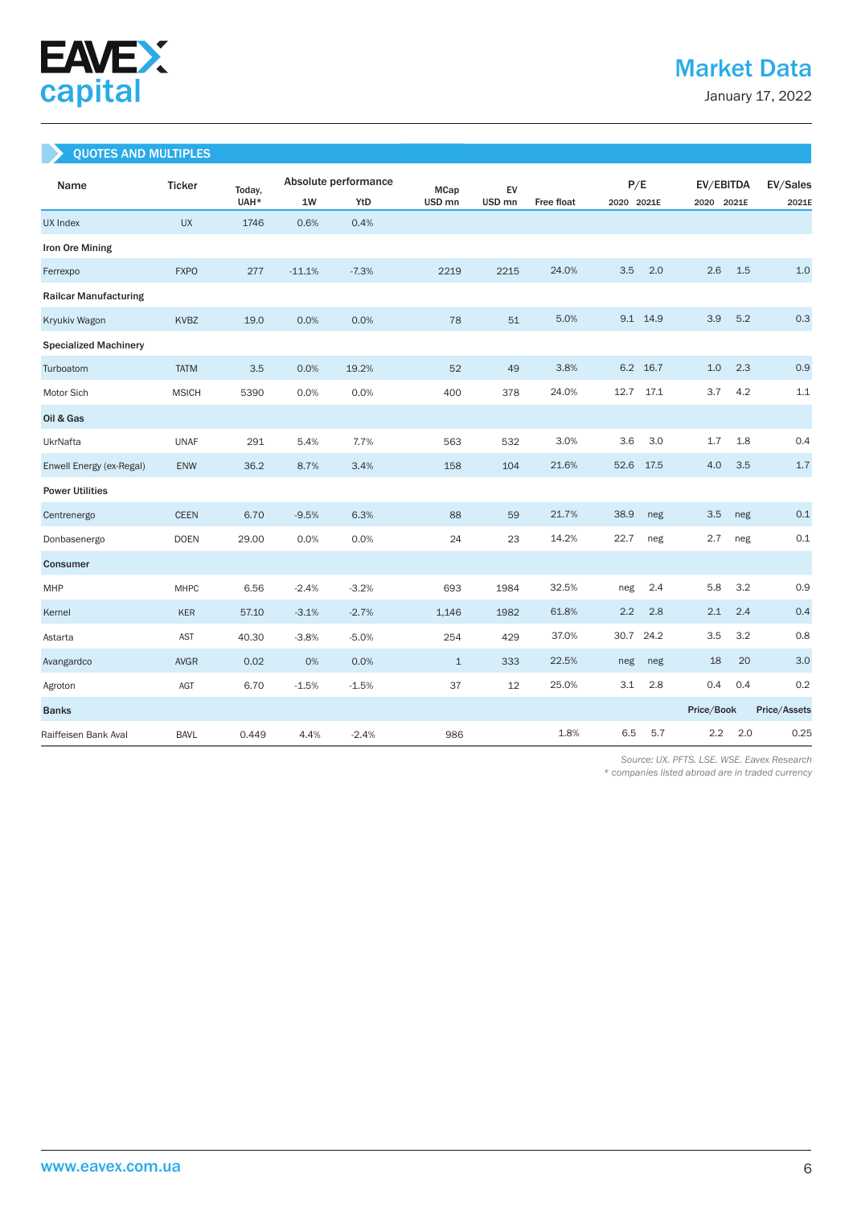## QUOTES AND MULTIPLES

| Name | Ticker | Today, UAH* | Absolute performance | | MCap USD mn | EV USD mn | Free float | P/E | | EV/EBITDA | | EV/Sales |
|---|---|---|---|---|---|---|---|---|---|---|---|---|
| | | | 1W | YtD | | | | 2020 | 2021E | 2020 | 2021E | 2021E |
| UX Index | UX | 1746 | 0.6% | 0.4% | | | | | | | | |
| **Iron Ore Mining** | | | | | | | | | | | | |
| Ferrexpo | FXPO | 277 | -11.1% | -7.3% | 2219 | 2215 | 24.0% | 3.5 | 2.0 | 2.6 | 1.5 | 1.0 |
| **Railcar Manufacturing** | | | | | | | | | | | | |
| Kryukiv Wagon | KVBZ | 19.0 | 0.0% | 0.0% | 78 | 51 | 5.0% | 9.1 | 14.9 | 3.9 | 5.2 | 0.3 |
| **Specialized Machinery** | | | | | | | | | | | | |
| Turboatom | TATM | 3.5 | 0.0% | 19.2% | 52 | 49 | 3.8% | 6.2 | 16.7 | 1.0 | 2.3 | 0.9 |
| Motor Sich | MSICH | 5390 | 0.0% | 0.0% | 400 | 378 | 24.0% | 12.7 | 17.1 | 3.7 | 4.2 | 1.1 |
| **Oil & Gas** | | | | | | | | | | | | |
| UkrNafta | UNAF | 291 | 5.4% | 7.7% | 563 | 532 | 3.0% | 3.6 | 3.0 | 1.7 | 1.8 | 0.4 |
| Enwell Energy (ex-Regal) | ENW | 36.2 | 8.7% | 3.4% | 158 | 104 | 21.6% | 52.6 | 17.5 | 4.0 | 3.5 | 1.7 |
| **Power Utilities** | | | | | | | | | | | | |
| Centrenergo | CEEN | 6.70 | -9.5% | 6.3% | 88 | 59 | 21.7% | 38.9 | neg | 3.5 | neg | 0.1 |
| Donbasenergo | DOEN | 29.00 | 0.0% | 0.0% | 24 | 23 | 14.2% | 22.7 | neg | 2.7 | neg | 0.1 |
| **Consumer** | | | | | | | | | | | | |
| MHP | MHPC | 6.56 | -2.4% | -3.2% | 693 | 1984 | 32.5% | neg | 2.4 | 5.8 | 3.2 | 0.9 |
| Kernel | KER | 57.10 | -3.1% | -2.7% | 1,146 | 1982 | 61.8% | 2.2 | 2.8 | 2.1 | 2.4 | 0.4 |
| Astarta | AST | 40.30 | -3.8% | -5.0% | 254 | 429 | 37.0% | 30.7 | 24.2 | 3.5 | 3.2 | 0.8 |
| Avangardco | AVGR | 0.02 | 0% | 0.0% | 1 | 333 | 22.5% | neg | neg | 18 | 20 | 3.0 |
| Agroton | AGT | 6.70 | -1.5% | -1.5% | 37 | 12 | 25.0% | 3.1 | 2.8 | 0.4 | 0.4 | 0.2 |
| **Banks** | | | | | | | | | | Price/Book | | Price/Assets |
| Raiffeisen Bank Aval | BAVL | 0.449 | 4.4% | -2.4% | 986 | | 1.8% | 6.5 | 5.7 | 2.2 | 2.0 | 0.25 |

*Source: UX. PFTS. LSE. WSE. Eavex Research*
*\* companies listed abroad are in traded currency*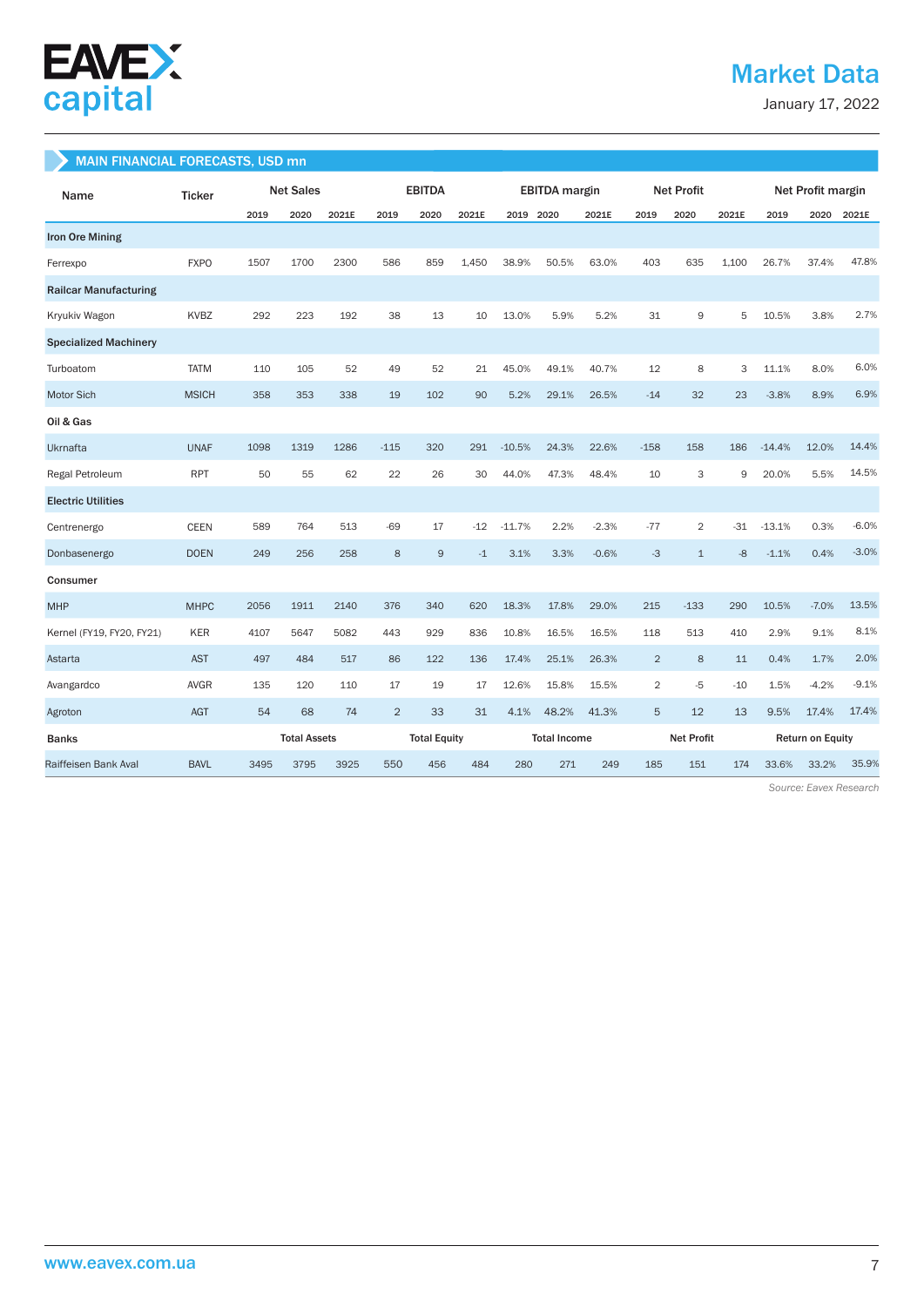## MAIN FINANCIAL FORECASTS, USD mn

| Name | Ticker | Net Sales | | | EBITDA | | | EBITDA margin | | | Net Profit | | | Net Profit margin | | |
|---|---|---|---|---|---|---|---|---|---|---|---|---|---|---|---|---|
| | | 2019 | 2020 | 2021E | 2019 | 2020 | 2021E | 2019 | 2020 | 2021E | 2019 | 2020 | 2021E | 2019 | 2020 | 2021E |
| **Iron Ore Mining** | | | | | | | | | | | | | | | | |
| Ferrexpo | FXPO | 1507 | 1700 | 2300 | 586 | 859 | 1,450 | 38.9% | 50.5% | 63.0% | 403 | 635 | 1,100 | 26.7% | 37.4% | 47.8% |
| **Railcar Manufacturing** | | | | | | | | | | | | | | | | |
| Kryukiv Wagon | KVBZ | 292 | 223 | 192 | 38 | 13 | 10 | 13.0% | 5.9% | 5.2% | 31 | 9 | 5 | 10.5% | 3.8% | 2.7% |
| **Specialized Machinery** | | | | | | | | | | | | | | | | |
| Turboatom | TATM | 110 | 105 | 52 | 49 | 52 | 21 | 45.0% | 49.1% | 40.7% | 12 | 8 | 3 | 11.1% | 8.0% | 6.0% |
| Motor Sich | MSICH | 358 | 353 | 338 | 19 | 102 | 90 | 5.2% | 29.1% | 26.5% | -14 | 32 | 23 | -3.8% | 8.9% | 6.9% |
| **Oil & Gas** | | | | | | | | | | | | | | | | |
| Ukrnafta | UNAF | 1098 | 1319 | 1286 | -115 | 320 | 291 | -10.5% | 24.3% | 22.6% | -158 | 158 | 186 | -14.4% | 12.0% | 14.4% |
| Regal Petroleum | RPT | 50 | 55 | 62 | 22 | 26 | 30 | 44.0% | 47.3% | 48.4% | 10 | 3 | 9 | 20.0% | 5.5% | 14.5% |
| **Electric Utilities** | | | | | | | | | | | | | | | | |
| Centrenergo | CEEN | 589 | 764 | 513 | -69 | 17 | -12 | -11.7% | 2.2% | -2.3% | -77 | 2 | -31 | -13.1% | 0.3% | -6.0% |
| Donbasenergo | DOEN | 249 | 256 | 258 | 8 | 9 | -1 | 3.1% | 3.3% | -0.6% | -3 | 1 | -8 | -1.1% | 0.4% | -3.0% |
| **Consumer** | | | | | | | | | | | | | | | | |
| MHP | MHPC | 2056 | 1911 | 2140 | 376 | 340 | 620 | 18.3% | 17.8% | 29.0% | 215 | -133 | 290 | 10.5% | -7.0% | 13.5% |
| Kernel (FY19, FY20, FY21) | KER | 4107 | 5647 | 5082 | 443 | 929 | 836 | 10.8% | 16.5% | 16.5% | 118 | 513 | 410 | 2.9% | 9.1% | 8.1% |
| Astarta | AST | 497 | 484 | 517 | 86 | 122 | 136 | 17.4% | 25.1% | 26.3% | 2 | 8 | 11 | 0.4% | 1.7% | 2.0% |
| Avangardco | AVGR | 135 | 120 | 110 | 17 | 19 | 17 | 12.6% | 15.8% | 15.5% | 2 | -5 | -10 | 1.5% | -4.2% | -9.1% |
| Agroton | AGT | 54 | 68 | 74 | 2 | 33 | 31 | 4.1% | 48.2% | 41.3% | 5 | 12 | 13 | 9.5% | 17.4% | 17.4% |
| **Banks** | | Total Assets | | | Total Equity | | | Total Income | | | Net Profit | | | Return on Equity | | |
| Raiffeisen Bank Aval | BAVL | 3495 | 3795 | 3925 | 550 | 456 | 484 | 280 | 271 | 249 | 185 | 151 | 174 | 33.6% | 33.2% | 35.9% |

*Source: Eavex Research*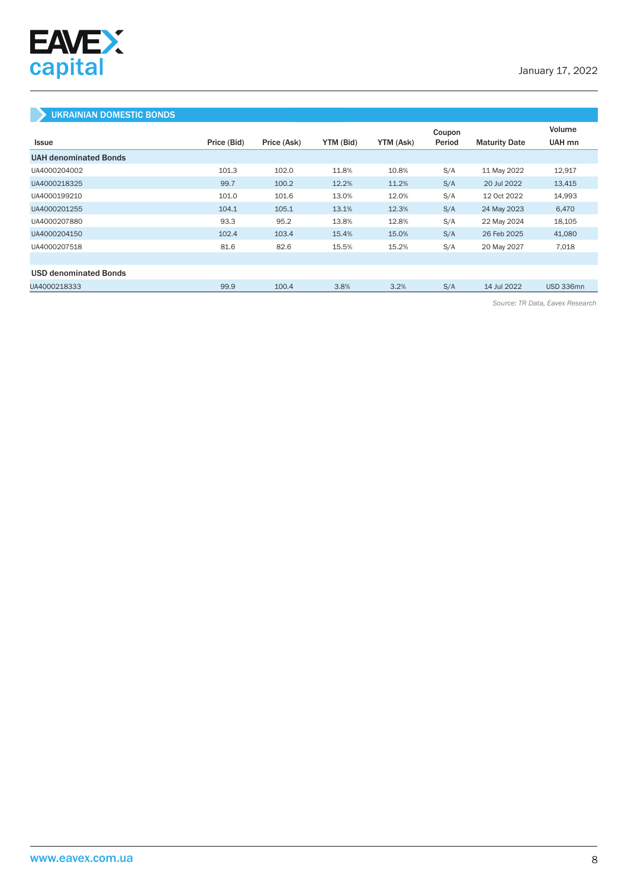## UKRAINIAN DOMESTIC BONDS

| Issue | Price (Bid) | Price (Ask) | YTM (Bid) | YTM (Ask) | Coupon Period | Maturity Date | Volume UAH mn |
|---|---|---|---|---|---|---|---|
| **UAH denominated Bonds** | | | | | | | |
| UA4000204002 | 101.3 | 102.0 | 11.8% | 10.8% | S/A | 11 May 2022 | 12,917 |
| UA4000218325 | 99.7 | 100.2 | 12.2% | 11.2% | S/A | 20 Jul 2022 | 13,415 |
| UA4000199210 | 101.0 | 101.6 | 13.0% | 12.0% | S/A | 12 Oct 2022 | 14,993 |
| UA4000201255 | 104.1 | 105.1 | 13.1% | 12.3% | S/A | 24 May 2023 | 6,470 |
| UA4000207880 | 93.3 | 95.2 | 13.8% | 12.8% | S/A | 22 May 2024 | 18,105 |
| UA4000204150 | 102.4 | 103.4 | 15.4% | 15.0% | S/A | 26 Feb 2025 | 41,080 |
| UA4000207518 | 81.6 | 82.6 | 15.5% | 15.2% | S/A | 20 May 2027 | 7,018 |
| | | | | | | | |
| **USD denominated Bonds** | | | | | | | |
| UA4000218333 | 99.9 | 100.4 | 3.8% | 3.2% | S/A | 14 Jul 2022 | USD 336mn |

*Source: TR Data, Eavex Research*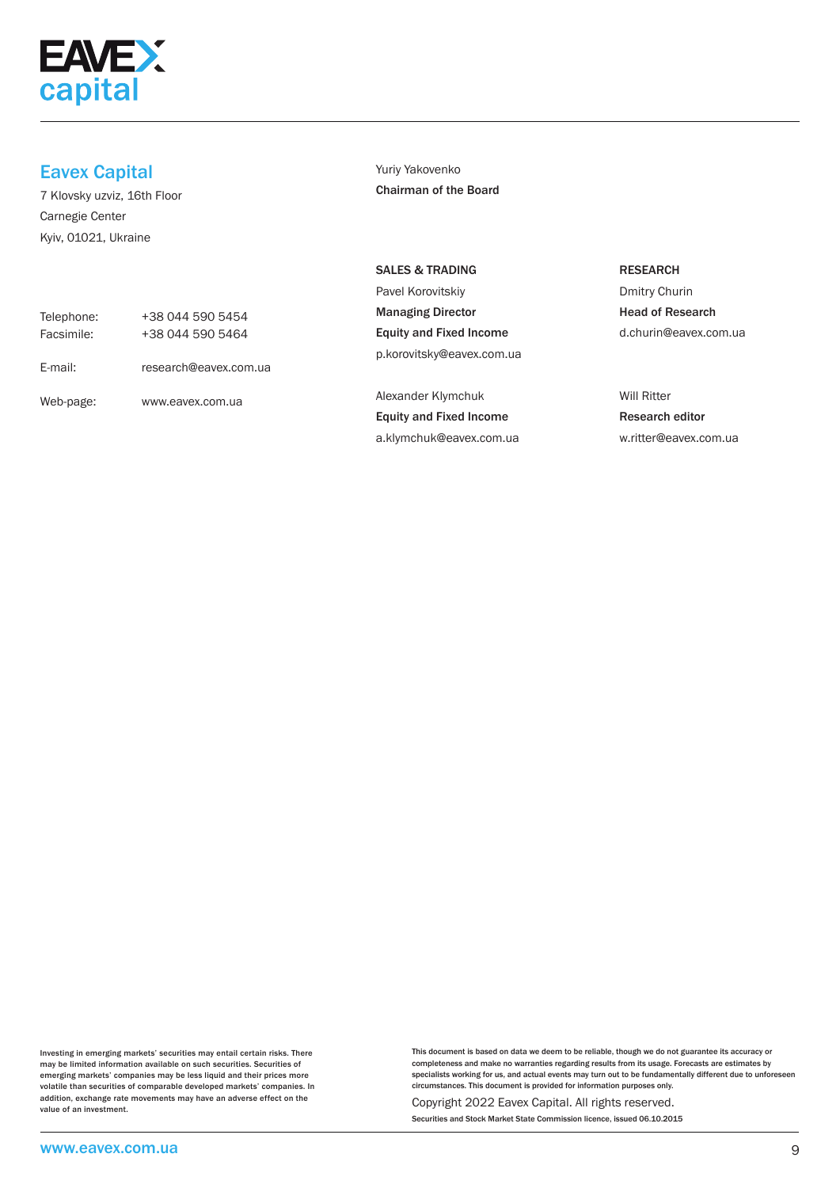EAVEX capital

## Eavex Capital

7 Klovsky uzviz, 16th Floor
Carnegie Center
Kyiv, 01021, Ukraine

| | |
|---|---|
| Telephone: | +38 044 590 5454 |
| Facsimile: | +38 044 590 5464 |
| E-mail: | research@eavex.com.ua |
| Web-page: | www.eavex.com.ua |

Yuriy Yakovenko
**Chairman of the Board**

**SALES & TRADING**

Pavel Korovitskiy
**Managing Director**
**Equity and Fixed Income**
p.korovitsky@eavex.com.ua

Alexander Klymchuk
**Equity and Fixed Income**
a.klymchuk@eavex.com.ua

**RESEARCH**

Dmitry Churin
**Head of Research**
d.churin@eavex.com.ua

Will Ritter
**Research editor**
w.ritter@eavex.com.ua

Investing in emerging markets' securities may entail certain risks. There may be limited information available on such securities. Securities of emerging markets' companies may be less liquid and their prices more volatile than securities of comparable developed markets' companies. In addition, exchange rate movements may have an adverse effect on the value of an investment.

This document is based on data we deem to be reliable, though we do not guarantee its accuracy or completeness and make no warranties regarding results from its usage. Forecasts are estimates by specialists working for us, and actual events may turn out to be fundamentally different due to unforeseen circumstances. This document is provided for information purposes only.

Copyright 2022 Eavex Capital. All rights reserved.

Securities and Stock Market State Commission licence, issued 06.10.2015

www.eavex.com.ua